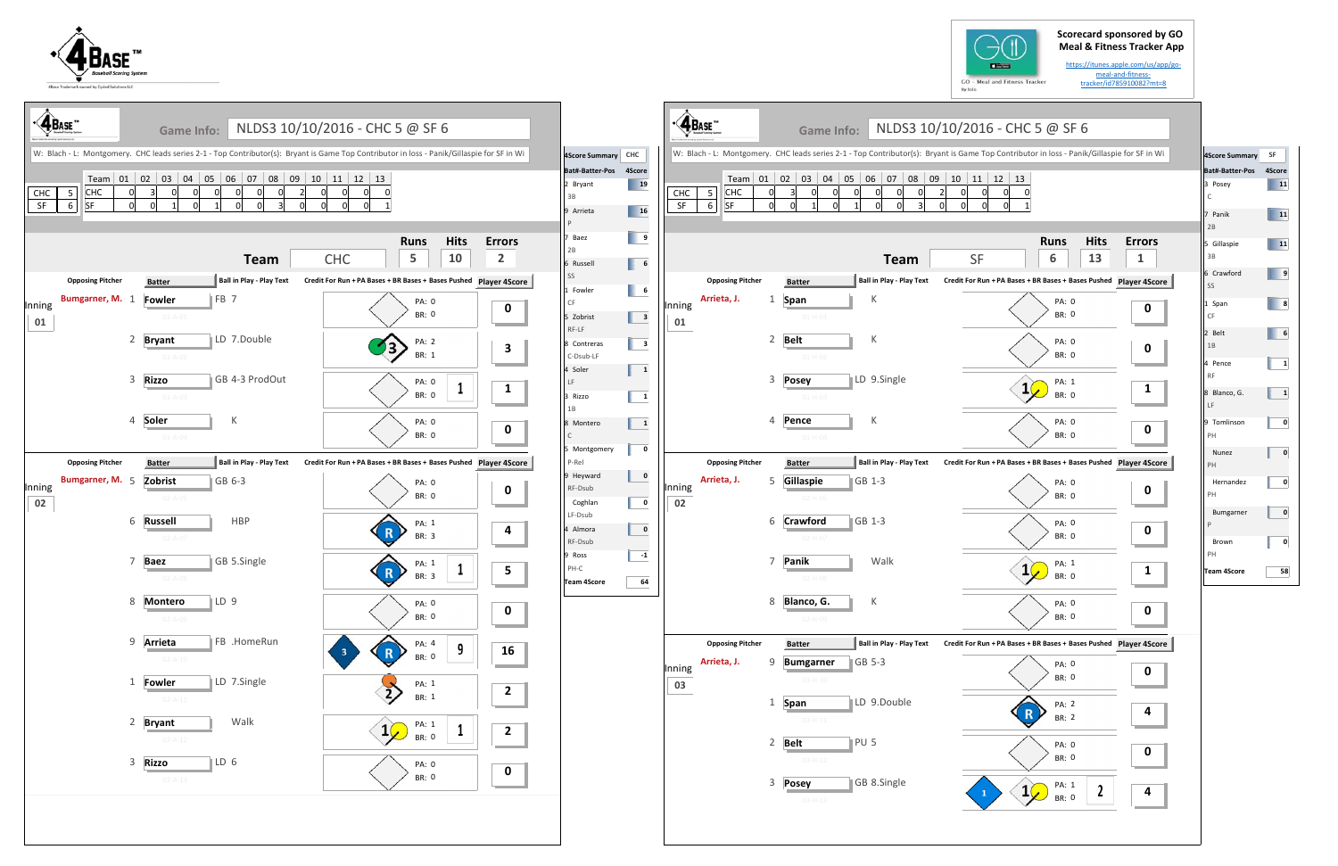Scorecard sponsored by GO Meal & Fitness Tracker App

https://itunes.apple.com/us/app/go-meal-and-fitness-tracker/id785910082?mt=8

## Game Info: NLDS3 10/10/2016 - CHC 5 @ SF 6

W: Blach - L: Montgomery. CHC leads series 2-1 - Top Contributor(s): Bryant is Game Top Contributor in loss - Panik/Gillaspie for SF in Wi

| Team | 01 | 02 | 03 | 04 | 05 | 06 | 07 | 08 | 09 | 10 | 11 | 12 | 13 |
|---|---|---|---|---|---|---|---|---|---|---|---|---|---|
| CHC | 0 | 3 | 0 | 0 | 0 | 0 | 0 | 0 | 2 | 0 | 0 | 0 | 0 |
| SF | 0 | 0 | 1 | 0 | 1 | 0 | 0 | 3 | 0 | 0 | 0 | 0 | 1 |

CHC 5, SF 6

### Team CHC — Runs 5, Hits 10, Errors 2

| Inning | Opposing Pitcher | # | Batter | Ball in Play - Play Text | Credit For Run | PA Bases | BR Bases | Bases Pushed | Player 4Score |
|---|---|---|---|---|---|---|---|---|---|
| 01 | Bumgarner, M. | 1 | Fowler | FB 7 | | 0 | 0 | | 0 |
| | | 2 | Bryant | LD 7.Double | | 2 | 1 | | 3 |
| | | 3 | Rizzo | GB 4-3 ProdOut | | 0 | 0 | 1 | 1 |
| | | 4 | Soler | K | | 0 | 0 | | 0 |
| 02 | Bumgarner, M. | 5 | Zobrist | GB 6-3 | | 0 | 0 | | 0 |
| | | 6 | Russell | HBP | | 1 | 3 | | 4 |
| | | 7 | Baez | GB 5.Single | | 1 | 3 | 1 | 5 |
| | | 8 | Montero | LD 9 | | 0 | 0 | | 0 |
| | | 9 | Arrieta | FB .HomeRun | 3 | 4 | 0 | 9 | 16 |
| | | 1 | Fowler | LD 7.Single | | 1 | 1 | | 2 |
| | | 2 | Bryant | Walk | | 1 | 0 | 1 | 2 |
| | | 3 | Rizzo | LD 6 | | 0 | 0 | | 0 |

| 4Score Summary CHC | |
|---|---|
| **Bat#-Batter-Pos** | **4Score** |
| 2 Bryant 3B | 19 |
| 9 Arrieta P | 16 |
| 7 Baez 2B | 9 |
| 6 Russell SS | 6 |
| 1 Fowler CF | 6 |
| 5 Zobrist RF-LF | 3 |
| 8 Contreras C-Dsub-LF | 3 |
| 4 Soler LF | 1 |
| 3 Rizzo 1B | 1 |
| 8 Montero C | 1 |
| 5 Montgomery P-Rel | 0 |
| 9 Heyward RF-Dsub | 0 |
| Coghlan LF-Dsub | 0 |
| 4 Almora RF-Dsub | 0 |
| 9 Ross PH-C | -1 |
| **Team 4Score** | **64** |

### Team SF — Runs 6, Hits 13, Errors 1

| Inning | Opposing Pitcher | # | Batter | Ball in Play - Play Text | Credit For Run | PA Bases | BR Bases | Bases Pushed | Player 4Score |
|---|---|---|---|---|---|---|---|---|---|
| 01 | Arrieta, J. | 1 | Span | K | | 0 | 0 | | 0 |
| | | 2 | Belt | K | | 0 | 0 | | 0 |
| | | 3 | Posey | LD 9.Single | | 1 | 0 | | 1 |
| | | 4 | Pence | K | | 0 | 0 | | 0 |
| 02 | Arrieta, J. | 5 | Gillaspie | GB 1-3 | | 0 | 0 | | 0 |
| | | 6 | Crawford | GB 1-3 | | 0 | 0 | | 0 |
| | | 7 | Panik | Walk | | 1 | 0 | | 1 |
| | | 8 | Blanco, G. | K | | 0 | 0 | | 0 |
| 03 | Arrieta, J. | 9 | Bumgarner | GB 5-3 | | 0 | 0 | | 0 |
| | | 1 | Span | LD 9.Double | | 2 | 2 | | 4 |
| | | 2 | Belt | PU 5 | | 0 | 0 | | 0 |
| | | 3 | Posey | GB 8.Single | 1 | 1 | 0 | 2 | 4 |

| 4Score Summary SF | |
|---|---|
| **Bat#-Batter-Pos** | **4Score** |
| 3 Posey C | 11 |
| 7 Panik 2B | 11 |
| 5 Gillaspie 3B | 11 |
| 6 Crawford SS | 9 |
| 1 Span CF | 8 |
| 2 Belt 1B | 6 |
| 4 Pence RF | 1 |
| 8 Blanco, G. LF | 1 |
| 9 Tomlinson PH | 0 |
| Nunez PH | 0 |
| Hernandez PH | 0 |
| Bumgarner P | 0 |
| Brown PH | 0 |
| **Team 4Score** | **58** |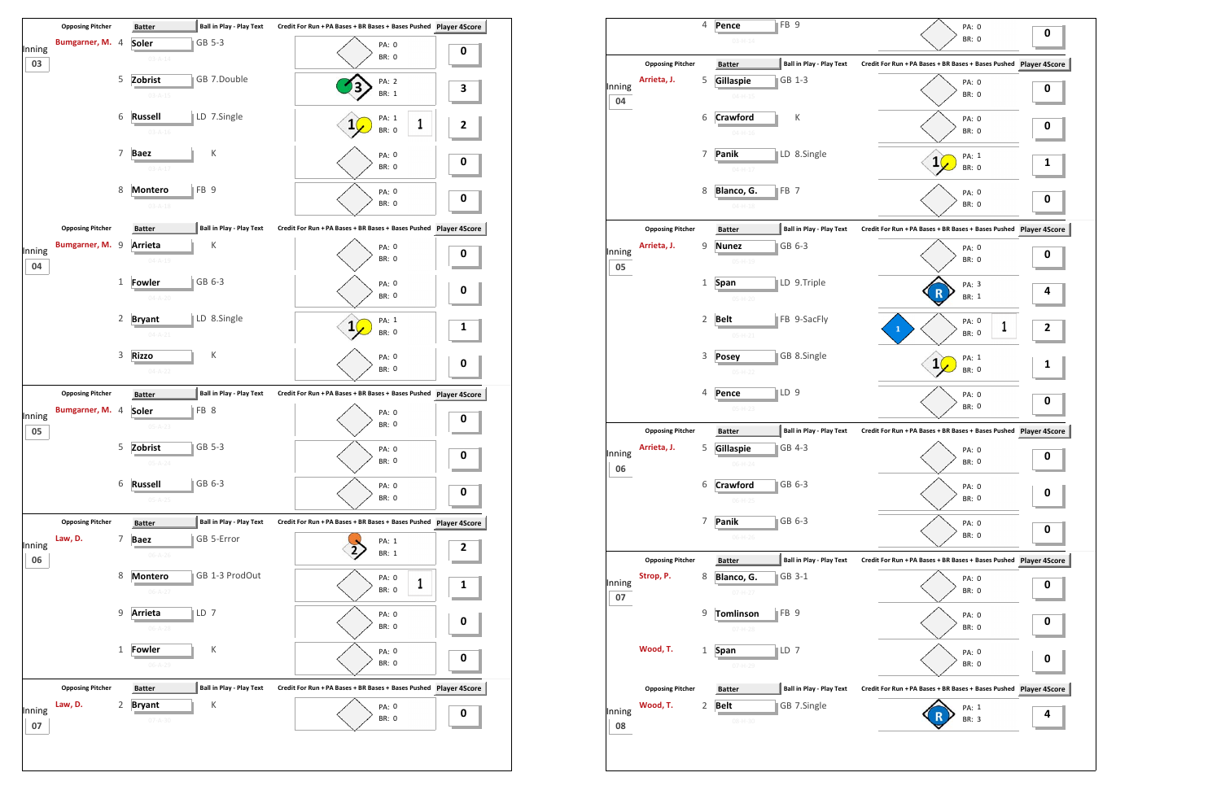| Inning | Opposing Pitcher | # | Batter | Ball in Play - Play Text | Credit For Run | PA | BR | Player 4Score |
|---|---|---|---|---|---|---|---|---|
| 03 | Bumgarner, M. | 4 | Soler | GB 5-3 | | 0 | 0 | 0 |
| | | 5 | Zobrist | GB 7.Double | | 2 | 1 | 3 |
| | | 6 | Russell | LD 7.Single | 1 | 1 | 0 | 2 |
| | | 7 | Baez | K | | 0 | 0 | 0 |
| | | 8 | Montero | FB 9 | | 0 | 0 | 0 |
| 04 | Bumgarner, M. | 9 | Arrieta | K | | 0 | 0 | 0 |
| | | 1 | Fowler | GB 6-3 | | 0 | 0 | 0 |
| | | 2 | Bryant | LD 8.Single | | 1 | 0 | 1 |
| | | 3 | Rizzo | K | | 0 | 0 | 0 |
| 05 | Bumgarner, M. | 4 | Soler | FB 8 | | 0 | 0 | 0 |
| | | 5 | Zobrist | GB 5-3 | | 0 | 0 | 0 |
| | | 6 | Russell | GB 6-3 | | 0 | 0 | 0 |
| 06 | Law, D. | 7 | Baez | GB 5-Error | | 1 | 1 | 2 |
| | | 8 | Montero | GB 1-3 ProdOut | 1 | 0 | 0 | 1 |
| | | 9 | Arrieta | LD 7 | | 0 | 0 | 0 |
| | | 1 | Fowler | K | | 0 | 0 | 0 |
| 07 | Law, D. | 2 | Bryant | K | | 0 | 0 | 0 |

| Inning | Opposing Pitcher | # | Batter | Ball in Play - Play Text | Credit For Run | PA | BR | Player 4Score |
|---|---|---|---|---|---|---|---|---|
| | | 4 | Pence | FB 9 | | 0 | 0 | 0 |
| 04 | Arrieta, J. | 5 | Gillaspie | GB 1-3 | | 0 | 0 | 0 |
| | | 6 | Crawford | K | | 0 | 0 | 0 |
| | | 7 | Panik | LD 8.Single | | 1 | 0 | 1 |
| | | 8 | Blanco, G. | FB 7 | | 0 | 0 | 0 |
| 05 | Arrieta, J. | 9 | Nunez | GB 6-3 | | 0 | 0 | 0 |
| | | 1 | Span | LD 9.Triple | | 3 | 1 | 4 |
| | | 2 | Belt | FB 9-SacFly | 1 | 0 | 0 | 2 |
| | | 3 | Posey | GB 8.Single | | 1 | 0 | 1 |
| | | 4 | Pence | LD 9 | | 0 | 0 | 0 |
| 06 | Arrieta, J. | 5 | Gillaspie | GB 4-3 | | 0 | 0 | 0 |
| | | 6 | Crawford | GB 6-3 | | 0 | 0 | 0 |
| | | 7 | Panik | GB 6-3 | | 0 | 0 | 0 |
| 07 | Strop, P. | 8 | Blanco, G. | GB 3-1 | | 0 | 0 | 0 |
| | | 9 | Tomlinson | FB 9 | | 0 | 0 | 0 |
| | Wood, T. | 1 | Span | LD 7 | | 0 | 0 | 0 |
| 08 | Wood, T. | 2 | Belt | GB 7.Single | | 1 | 3 | 4 |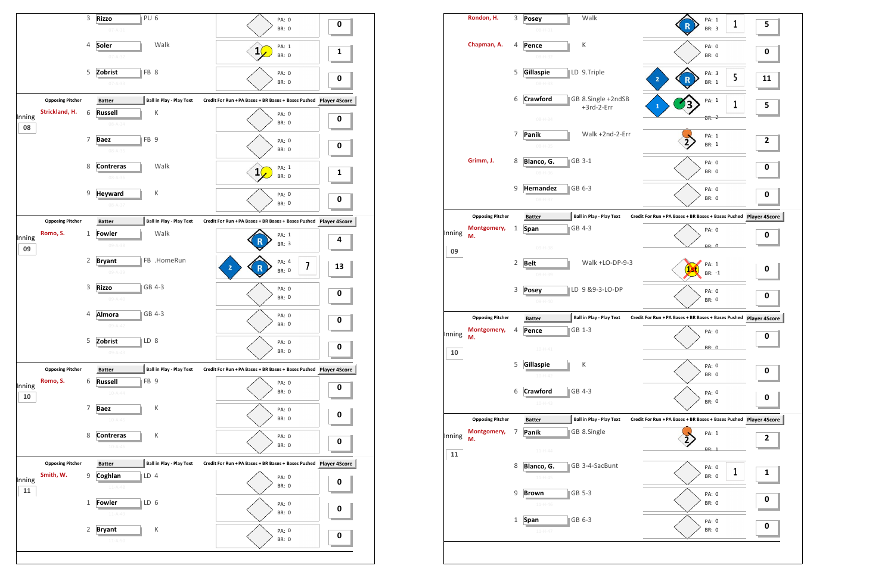| Inning | Opposing Pitcher | # | Batter | Ball in Play - Play Text | Credit For Run + PA Bases + BR Bases + Bases Pushed | Player 4Score |
|---|---|---|---|---|---|---|
| | | 3 | Rizzo | PU 6 | PA: 0 BR: 0 | 0 |
| | | 4 | Soler | Walk | 1 PA: 1 BR: 0 | 1 |
| | | 5 | Zobrist | FB 8 | PA: 0 BR: 0 | 0 |
| 08 | Strickland, H. | 6 | Russell | K | PA: 0 BR: 0 | 0 |
| | | 7 | Baez | FB 9 | PA: 0 BR: 0 | 0 |
| | | 8 | Contreras | Walk | 1 PA: 1 BR: 0 | 1 |
| | | 9 | Heyward | K | PA: 0 BR: 0 | 0 |
| 09 | Romo, S. | 1 | Fowler | Walk | R PA: 1 BR: 3 | 4 |
| | | 2 | Bryant | FB .HomeRun | 2 R PA: 4 BR: 0 7 | 13 |
| | | 3 | Rizzo | GB 4-3 | PA: 0 BR: 0 | 0 |
| | | 4 | Almora | GB 4-3 | PA: 0 BR: 0 | 0 |
| | | 5 | Zobrist | LD 8 | PA: 0 BR: 0 | 0 |
| 10 | Romo, S. | 6 | Russell | FB 9 | PA: 0 BR: 0 | 0 |
| | | 7 | Baez | K | PA: 0 BR: 0 | 0 |
| | | 8 | Contreras | K | PA: 0 BR: 0 | 0 |
| 11 | Smith, W. | 9 | Coghlan | LD 4 | PA: 0 BR: 0 | 0 |
| | | 1 | Fowler | LD 6 | PA: 0 BR: 0 | 0 |
| | | 2 | Bryant | K | PA: 0 BR: 0 | 0 |

| Inning | Opposing Pitcher | # | Batter | Ball in Play - Play Text | Credit For Run + PA Bases + BR Bases + Bases Pushed | Player 4Score |
|---|---|---|---|---|---|---|
| | Rondon, H. | 3 | Posey | Walk | R PA: 1 BR: 3 1 | 5 |
| | Chapman, A. | 4 | Pence | K | PA: 0 BR: 0 | 0 |
| | | 5 | Gillaspie | LD 9.Triple | 2 R PA: 3 BR: 1 5 | 11 |
| | | 6 | Crawford | GB 8.Single +2ndSB +3rd-2-Err | 1 3 PA: 1 BR: 2 1 | 5 |
| | | 7 | Panik | Walk +2nd-2-Err | 2 PA: 1 BR: 1 | 2 |
| | Grimm, J. | 8 | Blanco, G. | GB 3-1 | PA: 0 BR: 0 | 0 |
| | | 9 | Hernandez | GB 6-3 | PA: 0 BR: 0 | 0 |
| 09 | Montgomery, M. | 1 | Span | GB 4-3 | PA: 0 BR: 0 | 0 |
| | | 2 | Belt | Walk +LO-DP-9-3 | 1st PA: 1 BR: -1 | 0 |
| | | 3 | Posey | LD 9 &9-3-LO-DP | PA: 0 BR: 0 | 0 |
| 10 | Montgomery, M. | 4 | Pence | GB 1-3 | PA: 0 BR: 0 | 0 |
| | | 5 | Gillaspie | K | PA: 0 BR: 0 | 0 |
| | | 6 | Crawford | GB 4-3 | PA: 0 BR: 0 | 0 |
| 11 | Montgomery, M. | 7 | Panik | GB 8.Single | 2 PA: 1 BR: 1 | 2 |
| | | 8 | Blanco, G. | GB 3-4-SacBunt | PA: 0 BR: 0 1 | 1 |
| | | 9 | Brown | GB 5-3 | PA: 0 BR: 0 | 0 |
| | | 1 | Span | GB 6-3 | PA: 0 BR: 0 | 0 |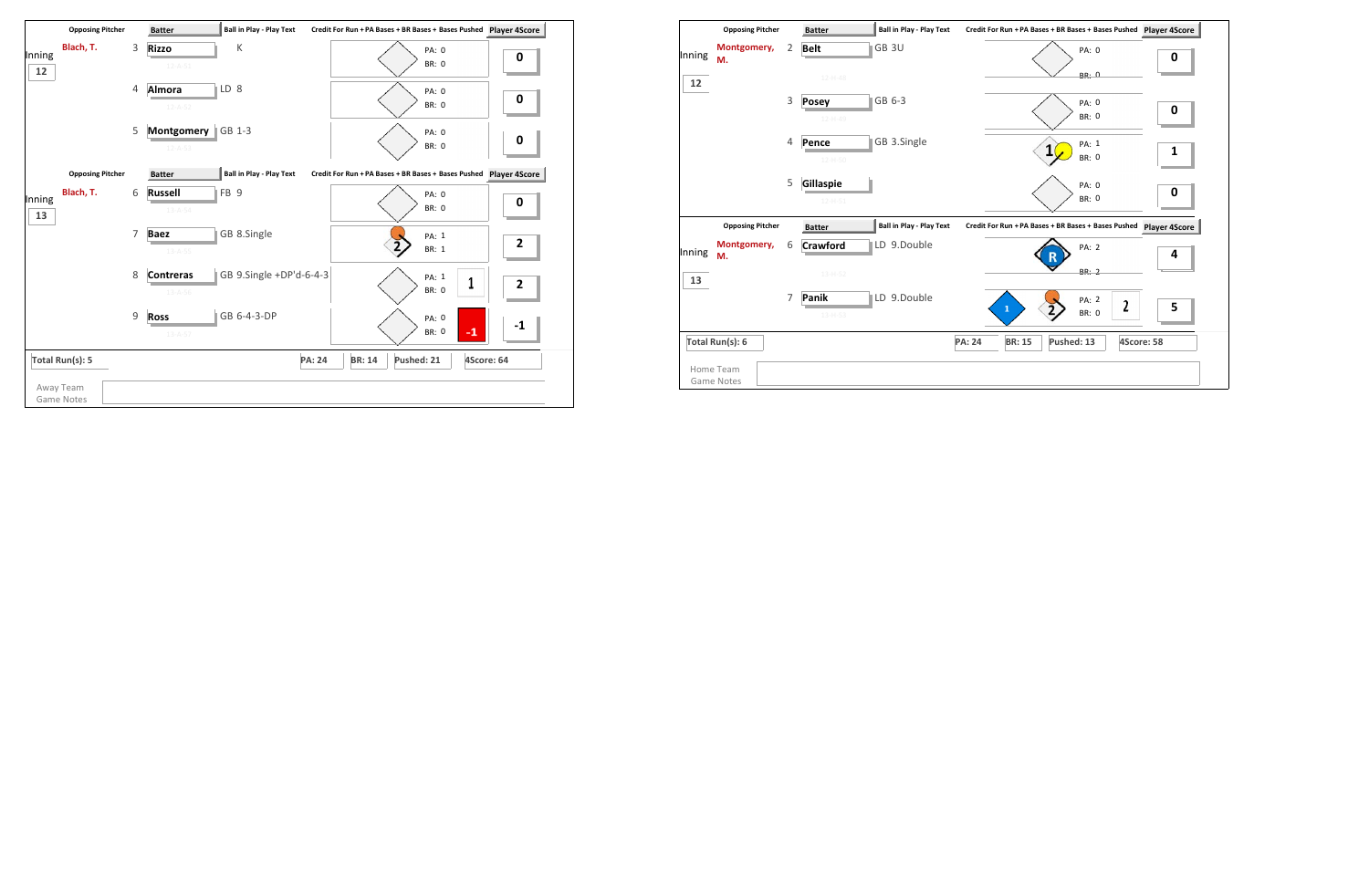| Inning | Opposing Pitcher | # | Batter | Ball in Play - Play Text | Credit For Run + PA Bases + BR Bases + Bases Pushed | Player 4Score |
|---|---|---|---|---|---|---|
| 12 | Blach, T. | 3 | Rizzo | K | PA: 0 BR: 0 | 0 |
| | | 4 | Almora | LD 8 | PA: 0 BR: 0 | 0 |
| | | 5 | Montgomery | GB 1-3 | PA: 0 BR: 0 | 0 |
| 13 | Blach, T. | 6 | Russell | FB 9 | PA: 0 BR: 0 | 0 |
| | | 7 | Baez | GB 8.Single | 2 PA: 1 BR: 1 | 2 |
| | | 8 | Contreras | GB 9.Single +DP'd-6-4-3 | PA: 1 BR: 0 1 | 2 |
| | | 9 | Ross | GB 6-4-3-DP | PA: 0 BR: 0 -1 | -1 |

Total Run(s): 5 | PA: 24 | BR: 14 | Pushed: 21 | 4Score: 64

Away Team Game Notes

| Inning | Opposing Pitcher | # | Batter | Ball in Play - Play Text | Credit For Run + PA Bases + BR Bases + Bases Pushed | Player 4Score |
|---|---|---|---|---|---|---|
| 12 | Montgomery, M. | 2 | Belt | GB 3U | PA: 0 BR: 0 | 0 |
| | | 3 | Posey | GB 6-3 | PA: 0 BR: 0 | 0 |
| | | 4 | Pence | GB 3.Single | 1 PA: 1 BR: 0 | 1 |
| | | 5 | Gillaspie | | PA: 0 BR: 0 | 0 |
| 13 | Montgomery, M. | 6 | Crawford | LD 9.Double | R PA: 2 BR: 2 | 4 |
| | | 7 | Panik | LD 9.Double | 1 2 PA: 2 BR: 0 2 | 5 |

Total Run(s): 6 | PA: 24 | BR: 15 | Pushed: 13 | 4Score: 58

Home Team Game Notes